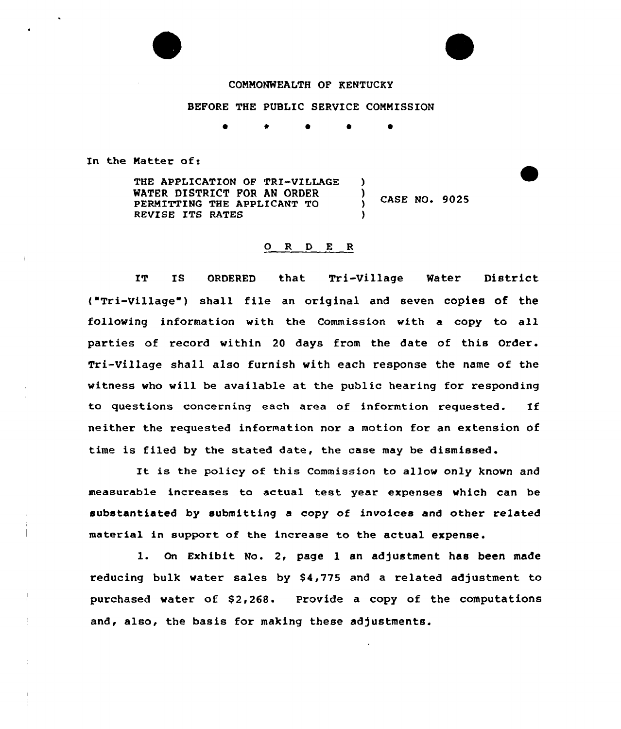COMMONWEALTH OF KENTUCKY

BEFORE THE PUBLIC SERVICE COMMISSION

\* \* \* \* \*

In the Matter of:

| | | |
|---|---|---|
| THE APPLICATION OF TRI-VILLAGE WATER DISTRICT FOR AN ORDER PERMITTING THE APPLICANT TO REVISE ITS RATES | ) ) ) ) | CASE NO. 9025 |

## O R D E R

IT IS ORDERED that Tri-Village Water District ("Tri-Village") shall file an original and seven copies of the following information with the Commission with a copy to all parties of record within 20 days from the date of this Order. Tri-Village shall also furnish with each response the name of the witness who will be available at the public hearing for responding to questions concerning each area of informtion requested. If neither the requested information nor a motion for an extension of time is filed by the stated date, the case may be dismissed.

It is the policy of this Commission to allow only known and measurable increases to actual test year expenses which can be substantiated by submitting a copy of invoices and other related material in support of the increase to the actual expense.

1. On Exhibit No. 2, page 1 an adjustment has been made reducing bulk water sales by $4,775 and a related adjustment to purchased water of $2,268. Provide a copy of the computations and, also, the basis for making these adjustments.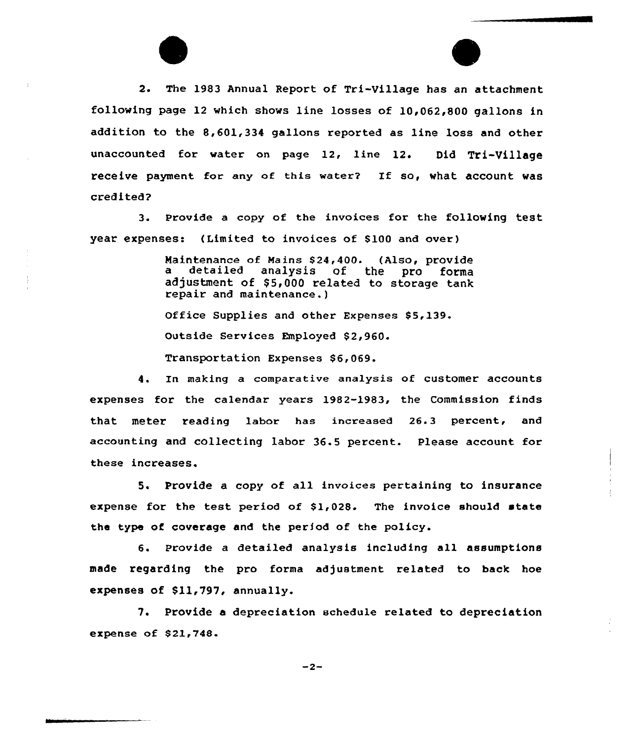2. The 1983 Annual Report of Tri-Village has an attachment following page 12 which shows line losses of 10,062,800 gallons in addition to the 8,601,334 gallons reported as line loss and other unaccounted for water on page 12, line 12. Did Tri-Village receive payment for any of this water? If so, what account was credited?

3. Provide a copy of the invoices for the following test year expenses: (Limited to invoices of $100 and over)

> Maintenance of Mains $24,400. (Also, provide a detailed analysis of the pro forma adjustment of $5,000 related to storage tank repair and maintenance.)
>
> Office Supplies and other Expenses $5,139.
>
> Outside Services Employed $2,960.
>
> Transportation Expenses $6,069.

4. In making a comparative analysis of customer accounts expenses for the calendar years 1982-1983, the Commission finds that meter reading labor has increased 26.3 percent, and accounting and collecting labor 36.5 percent. Please account for these increases.

5. Provide a copy of all invoices pertaining to insurance expense for the test period of $1,028. The invoice should state the type of coverage and the period of the policy.

6. Provide a detailed analysis including all assumptions made regarding the pro forma adjustment related to back hoe expenses of $11,797, annually.

7. Provide a depreciation schedule related to depreciation expense of $21,748.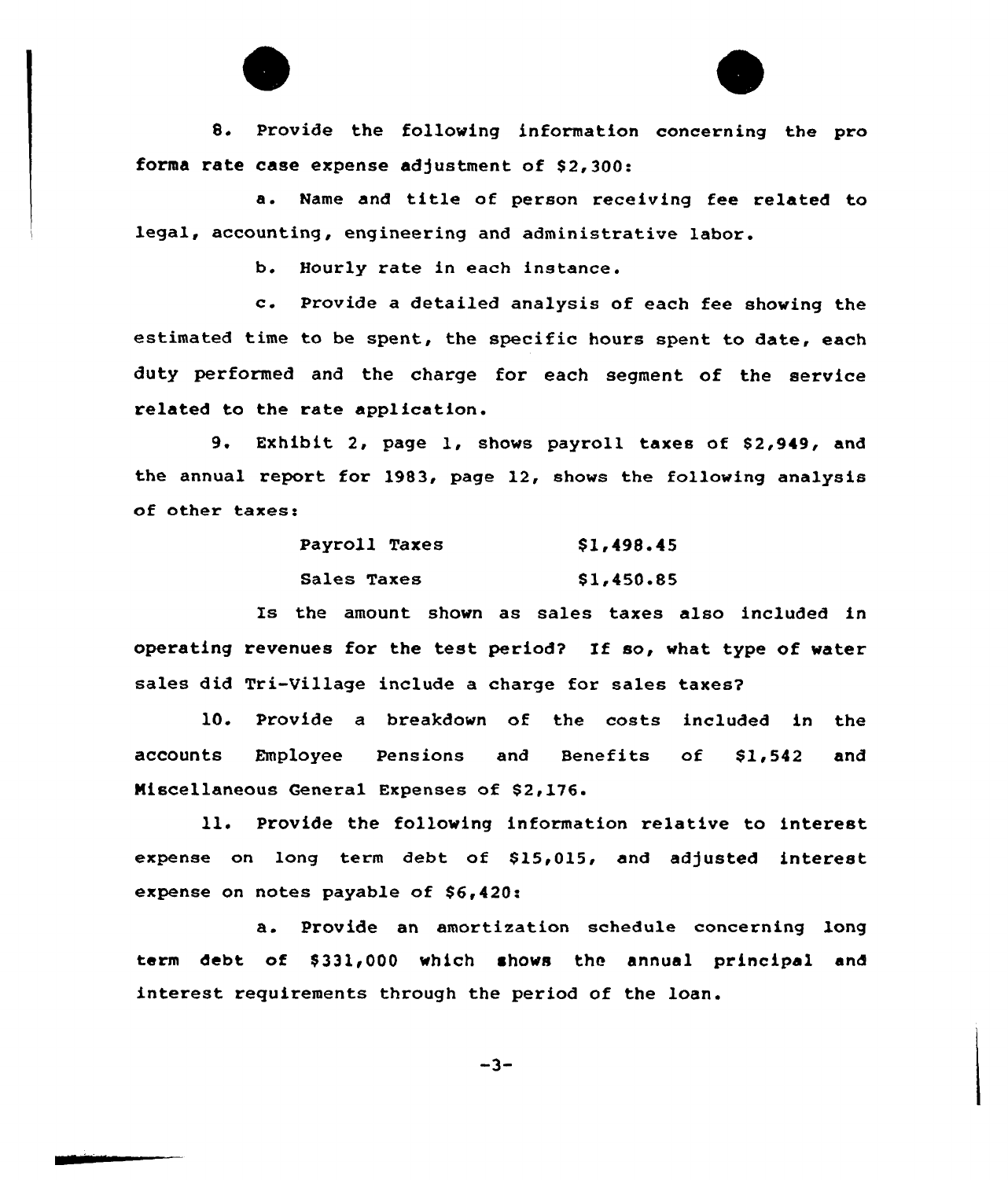8. Provide the following information concerning the pro forma rate case expense adjustment of $2,300:

a. Name and title of person receiving fee related to legal, accounting, engineering and administrative labor.

b. Hourly rate in each instance.

c. Provide a detailed analysis of each fee showing the estimated time to be spent, the specific hours spent to date, each duty performed and the charge for each segment of the service related to the rate application.

9. Exhibit 2, page 1, shows payroll taxes of $2,949, and the annual report for 1983, page 12, shows the following analysis of other taxes:

| | |
|---|---|
| Payroll Taxes | $1,498.45 |
| Sales Taxes | $1,450.85 |

Is the amount shown as sales taxes also included in operating revenues for the test period? If so, what type of water sales did Tri-Village include a charge for sales taxes?

10. Provide a breakdown of the costs included in the accounts Employee Pensions and Benefits of $1,542 and Miscellaneous General Expenses of $2,176.

11. Provide the following information relative to interest expense on long term debt of $15,015, and adjusted interest expense on notes payable of $6,420:

a. Provide an amortization schedule concerning long term debt of $331,000 which shows the annual principal and interest requirements through the period of the loan.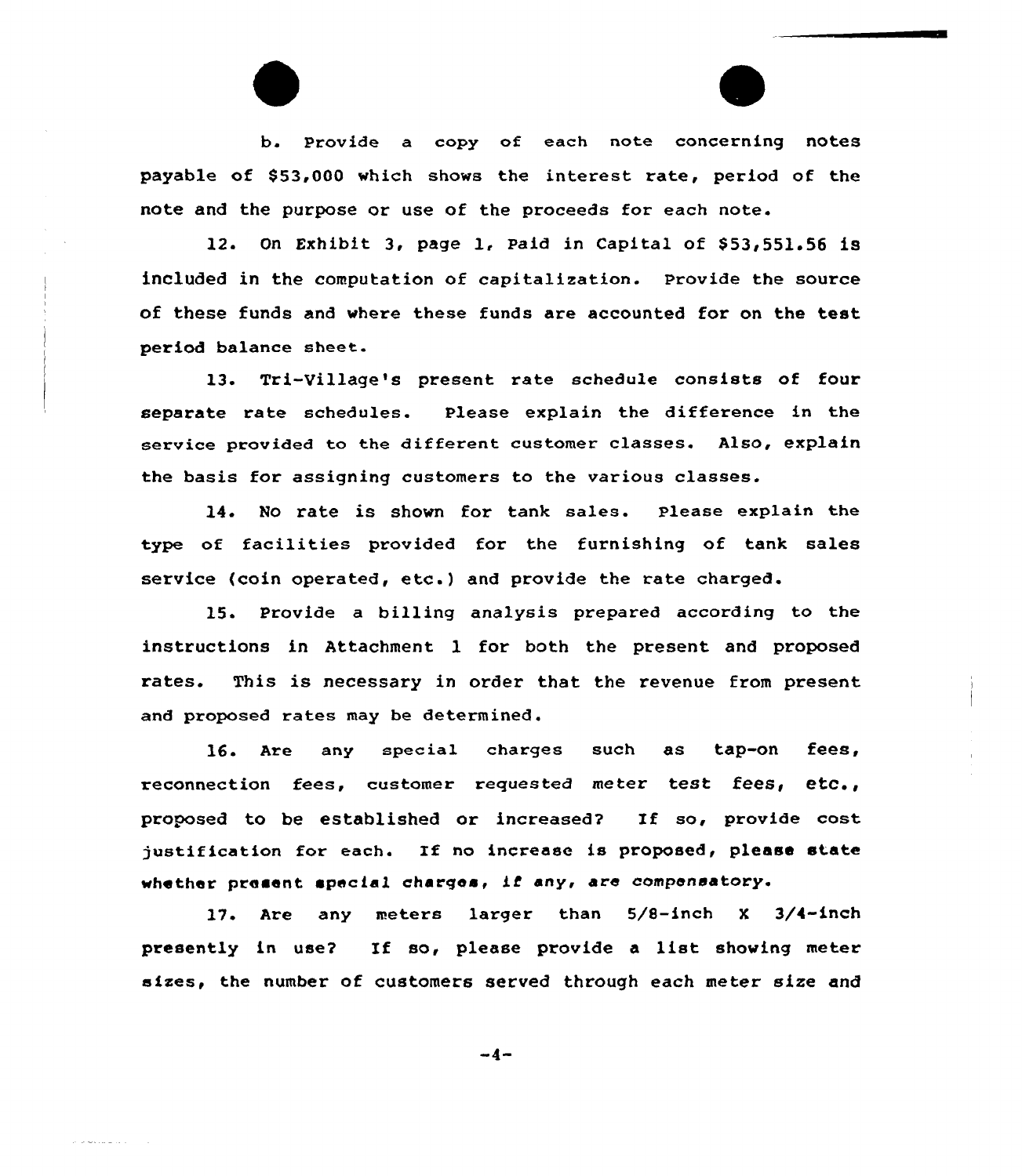b. Provide a copy of each note concerning notes payable of $53,000 which shows the interest rate, period of the note and the purpose or use of the proceeds for each note.

12. On Exhibit 3, page 1, Paid in Capital of $53,551.56 is included in the computation of capitalization. Provide the source of these funds and where these funds are accounted for on the test period balance sheet.

13. Tri-Village's present rate schedule consists of four separate rate schedules. Please explain the difference in the service provided to the different customer classes. Also, explain the basis for assigning customers to the various classes.

14. No rate is shown for tank sales. Please explain the type of facilities provided for the furnishing of tank sales service (coin operated, etc.) and provide the rate charged.

15. Provide a billing analysis prepared according to the instructions in Attachment 1 for both the present and proposed rates. This is necessary in order that the revenue from present and proposed rates may be determined.

16. Are any special charges such as tap-on fees, reconnection fees, customer requested meter test fees, etc., proposed to be established or increased? If so, provide cost justification for each. If no increase is proposed, please state whether present special charges, if any, are compensatory.

17. Are any meters larger than 5/8-inch X 3/4-inch presently in use? If so, please provide a list showing meter sizes, the number of customers served through each meter size and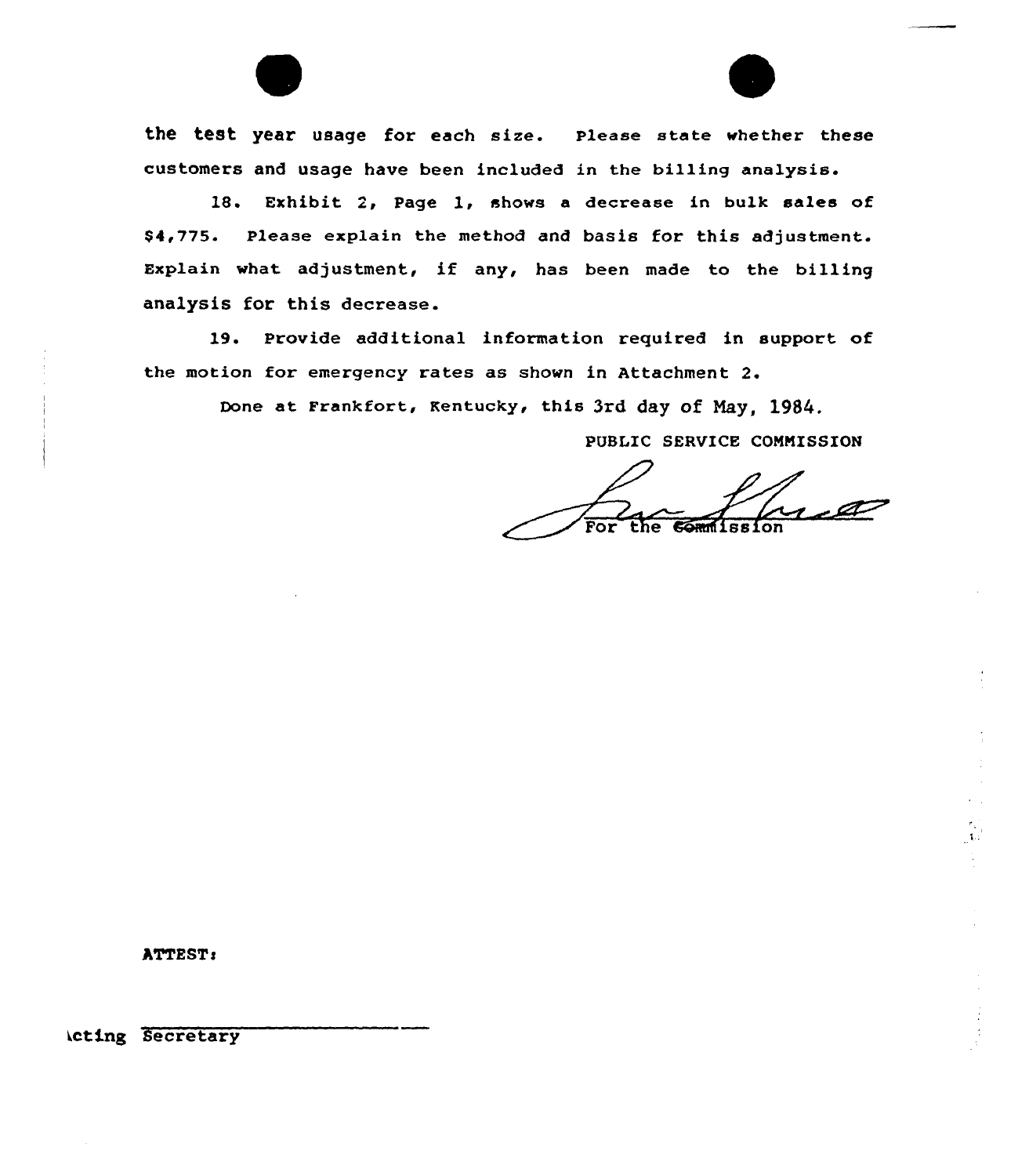the test year usage for each size. Please state whether these customers and usage have been included in the billing analysis.

18. Exhibit 2, Page 1, shows a decrease in bulk sales of $4,775. Please explain the method and basis for this adjustment. Explain what adjustment, if any, has been made to the billing analysis for this decrease.

19. Provide additional information required in support of the motion for emergency rates as shown in Attachment 2.

Done at Frankfort, Kentucky, this 3rd day of May, 1984.

PUBLIC SERVICE COMMISSION

For the Commission

ATTEST:

Acting Secretary